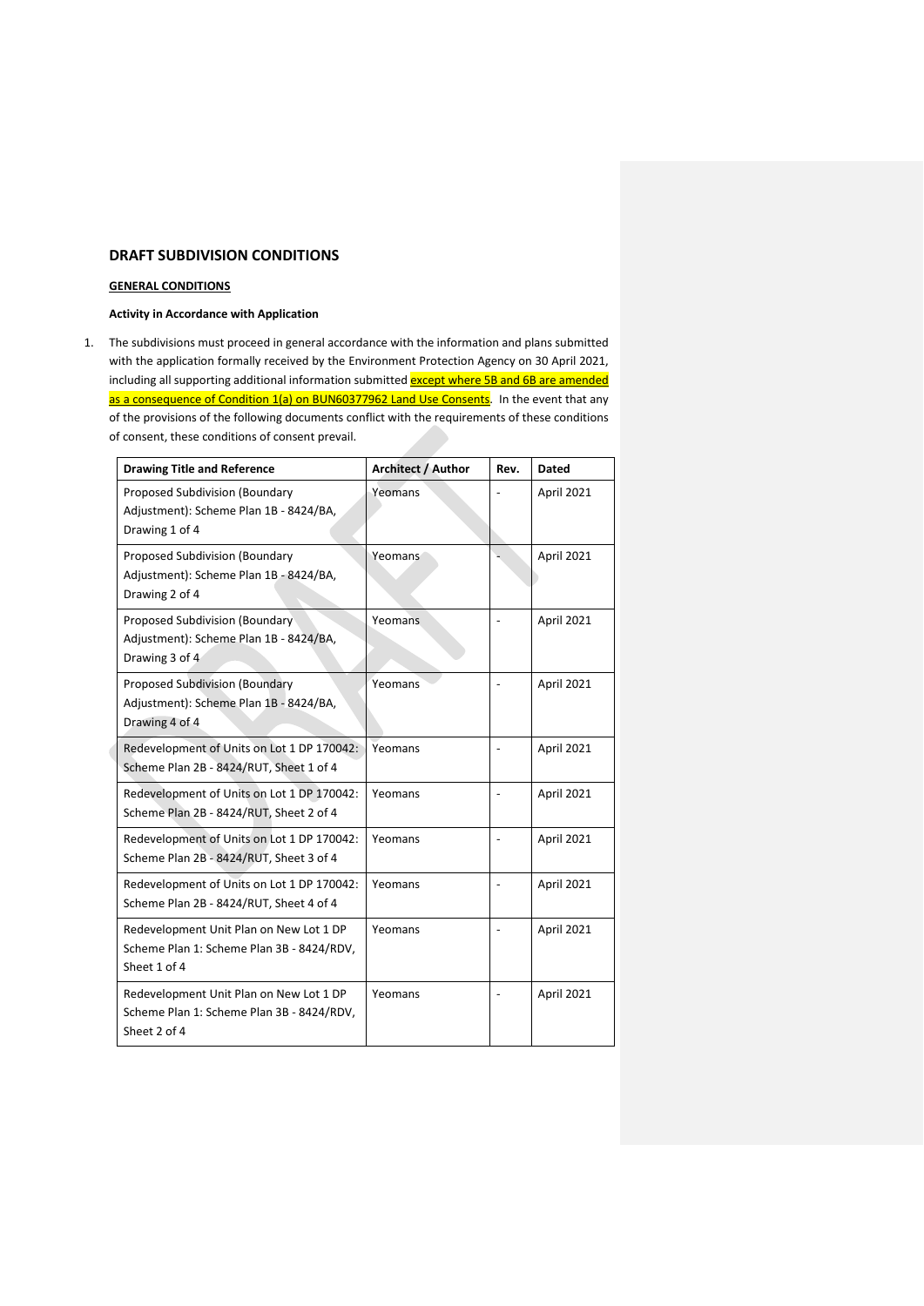## DRAFT SUBDIVISION CONDITIONS

**GENERAL CONDITIONS**

**Activity in Accordance with Application**

1. The subdivisions must proceed in general accordance with the information and plans submitted with the application formally received by the Environment Protection Agency on 30 April 2021, including all supporting additional information submitted except where 5B and 6B are amended as a consequence of Condition 1(a) on BUN60377962 Land Use Consents. In the event that any of the provisions of the following documents conflict with the requirements of these conditions of consent, these conditions of consent prevail.

| Drawing Title and Reference | Architect / Author | Rev. | Dated |
|---|---|---|---|
| Proposed Subdivision (Boundary Adjustment): Scheme Plan 1B - 8424/BA, Drawing 1 of 4 | Yeomans | - | April 2021 |
| Proposed Subdivision (Boundary Adjustment): Scheme Plan 1B - 8424/BA, Drawing 2 of 4 | Yeomans | - | April 2021 |
| Proposed Subdivision (Boundary Adjustment): Scheme Plan 1B - 8424/BA, Drawing 3 of 4 | Yeomans | - | April 2021 |
| Proposed Subdivision (Boundary Adjustment): Scheme Plan 1B - 8424/BA, Drawing 4 of 4 | Yeomans | - | April 2021 |
| Redevelopment of Units on Lot 1 DP 170042: Scheme Plan 2B - 8424/RUT, Sheet 1 of 4 | Yeomans | - | April 2021 |
| Redevelopment of Units on Lot 1 DP 170042: Scheme Plan 2B - 8424/RUT, Sheet 2 of 4 | Yeomans | - | April 2021 |
| Redevelopment of Units on Lot 1 DP 170042: Scheme Plan 2B - 8424/RUT, Sheet 3 of 4 | Yeomans | - | April 2021 |
| Redevelopment of Units on Lot 1 DP 170042: Scheme Plan 2B - 8424/RUT, Sheet 4 of 4 | Yeomans | - | April 2021 |
| Redevelopment Unit Plan on New Lot 1 DP Scheme Plan 1: Scheme Plan 3B - 8424/RDV, Sheet 1 of 4 | Yeomans | - | April 2021 |
| Redevelopment Unit Plan on New Lot 1 DP Scheme Plan 1: Scheme Plan 3B - 8424/RDV, Sheet 2 of 4 | Yeomans | - | April 2021 |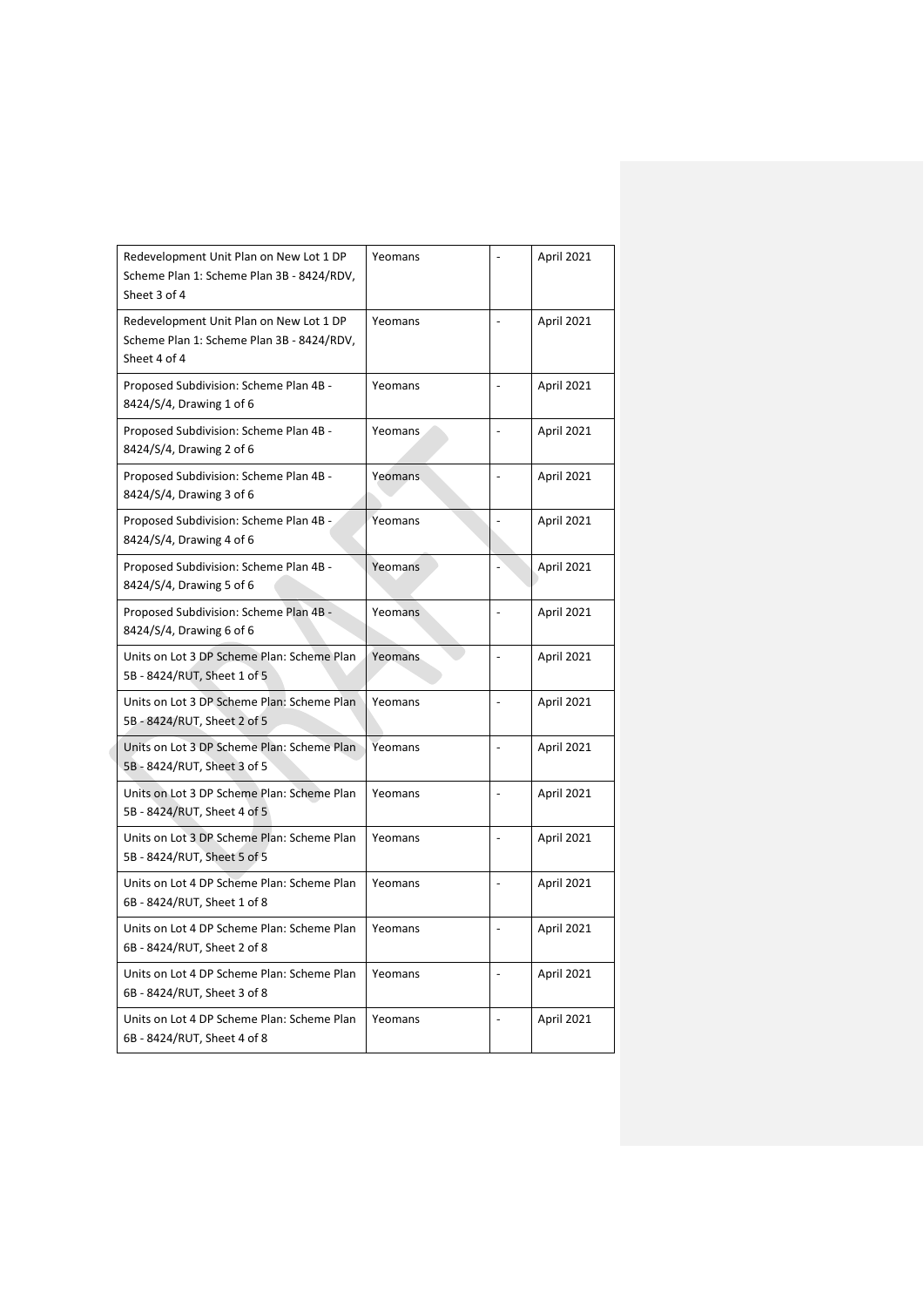| | | | |
|---|---|---|---|
| Redevelopment Unit Plan on New Lot 1 DP Scheme Plan 1: Scheme Plan 3B - 8424/RDV, Sheet 3 of 4 | Yeomans | - | April 2021 |
| Redevelopment Unit Plan on New Lot 1 DP Scheme Plan 1: Scheme Plan 3B - 8424/RDV, Sheet 4 of 4 | Yeomans | - | April 2021 |
| Proposed Subdivision: Scheme Plan 4B - 8424/S/4, Drawing 1 of 6 | Yeomans | - | April 2021 |
| Proposed Subdivision: Scheme Plan 4B - 8424/S/4, Drawing 2 of 6 | Yeomans | - | April 2021 |
| Proposed Subdivision: Scheme Plan 4B - 8424/S/4, Drawing 3 of 6 | Yeomans | - | April 2021 |
| Proposed Subdivision: Scheme Plan 4B - 8424/S/4, Drawing 4 of 6 | Yeomans | - | April 2021 |
| Proposed Subdivision: Scheme Plan 4B - 8424/S/4, Drawing 5 of 6 | Yeomans | - | April 2021 |
| Proposed Subdivision: Scheme Plan 4B - 8424/S/4, Drawing 6 of 6 | Yeomans | - | April 2021 |
| Units on Lot 3 DP Scheme Plan: Scheme Plan 5B - 8424/RUT, Sheet 1 of 5 | Yeomans | - | April 2021 |
| Units on Lot 3 DP Scheme Plan: Scheme Plan 5B - 8424/RUT, Sheet 2 of 5 | Yeomans | - | April 2021 |
| Units on Lot 3 DP Scheme Plan: Scheme Plan 5B - 8424/RUT, Sheet 3 of 5 | Yeomans | - | April 2021 |
| Units on Lot 3 DP Scheme Plan: Scheme Plan 5B - 8424/RUT, Sheet 4 of 5 | Yeomans | - | April 2021 |
| Units on Lot 3 DP Scheme Plan: Scheme Plan 5B - 8424/RUT, Sheet 5 of 5 | Yeomans | - | April 2021 |
| Units on Lot 4 DP Scheme Plan: Scheme Plan 6B - 8424/RUT, Sheet 1 of 8 | Yeomans | - | April 2021 |
| Units on Lot 4 DP Scheme Plan: Scheme Plan 6B - 8424/RUT, Sheet 2 of 8 | Yeomans | - | April 2021 |
| Units on Lot 4 DP Scheme Plan: Scheme Plan 6B - 8424/RUT, Sheet 3 of 8 | Yeomans | - | April 2021 |
| Units on Lot 4 DP Scheme Plan: Scheme Plan 6B - 8424/RUT, Sheet 4 of 8 | Yeomans | - | April 2021 |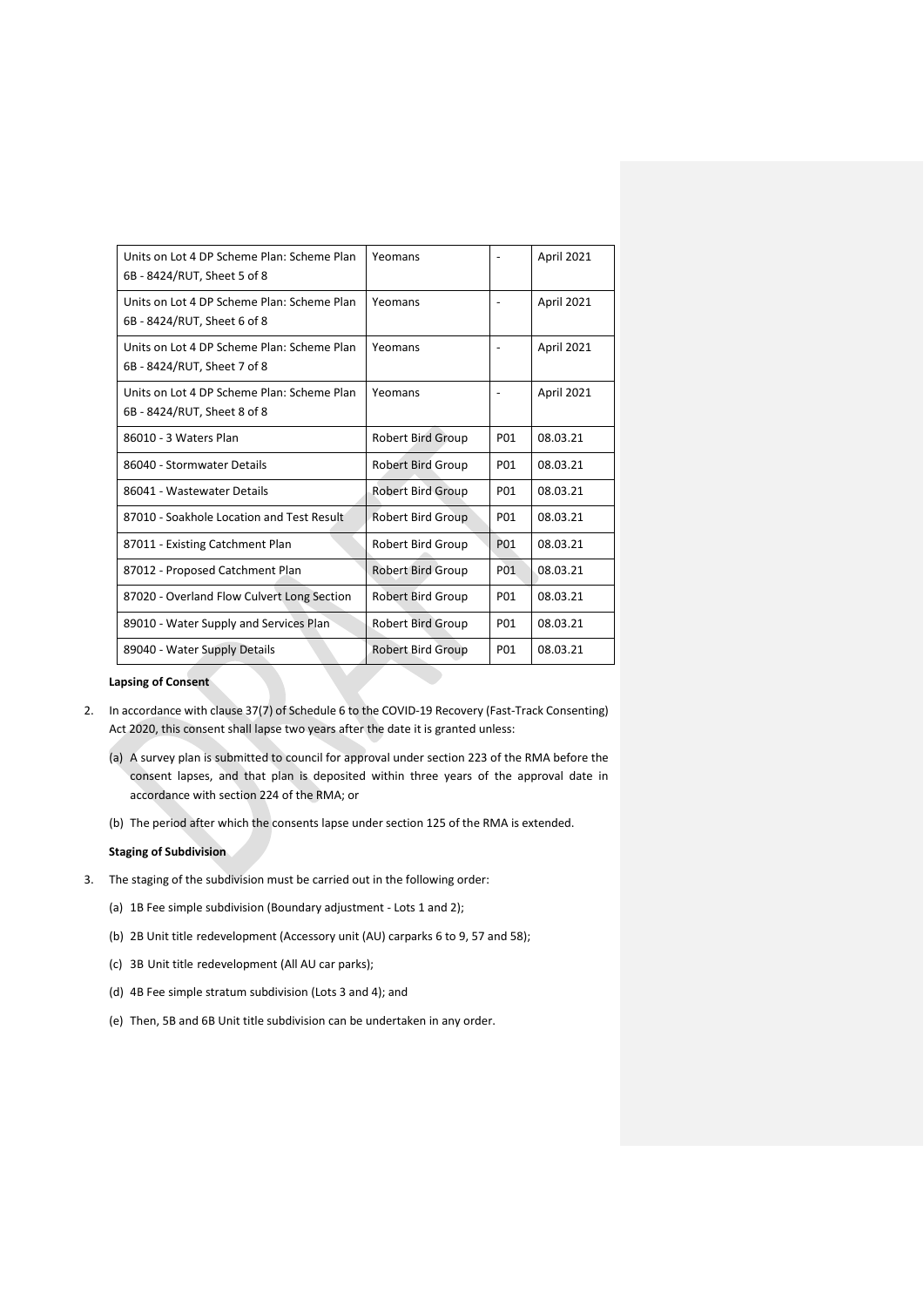| | | | |
|---|---|---|---|
| Units on Lot 4 DP Scheme Plan: Scheme Plan 6B - 8424/RUT, Sheet 5 of 8 | Yeomans | - | April 2021 |
| Units on Lot 4 DP Scheme Plan: Scheme Plan 6B - 8424/RUT, Sheet 6 of 8 | Yeomans | - | April 2021 |
| Units on Lot 4 DP Scheme Plan: Scheme Plan 6B - 8424/RUT, Sheet 7 of 8 | Yeomans | - | April 2021 |
| Units on Lot 4 DP Scheme Plan: Scheme Plan 6B - 8424/RUT, Sheet 8 of 8 | Yeomans | - | April 2021 |
| 86010 - 3 Waters Plan | Robert Bird Group | P01 | 08.03.21 |
| 86040 - Stormwater Details | Robert Bird Group | P01 | 08.03.21 |
| 86041 - Wastewater Details | Robert Bird Group | P01 | 08.03.21 |
| 87010 - Soakhole Location and Test Result | Robert Bird Group | P01 | 08.03.21 |
| 87011 - Existing Catchment Plan | Robert Bird Group | P01 | 08.03.21 |
| 87012 - Proposed Catchment Plan | Robert Bird Group | P01 | 08.03.21 |
| 87020 - Overland Flow Culvert Long Section | Robert Bird Group | P01 | 08.03.21 |
| 89010 - Water Supply and Services Plan | Robert Bird Group | P01 | 08.03.21 |
| 89040 - Water Supply Details | Robert Bird Group | P01 | 08.03.21 |

**Lapsing of Consent**

2. In accordance with clause 37(7) of Schedule 6 to the COVID-19 Recovery (Fast-Track Consenting) Act 2020, this consent shall lapse two years after the date it is granted unless:

   (a) A survey plan is submitted to council for approval under section 223 of the RMA before the consent lapses, and that plan is deposited within three years of the approval date in accordance with section 224 of the RMA; or

   (b) The period after which the consents lapse under section 125 of the RMA is extended.

**Staging of Subdivision**

3. The staging of the subdivision must be carried out in the following order:

   (a) 1B Fee simple subdivision (Boundary adjustment - Lots 1 and 2);

   (b) 2B Unit title redevelopment (Accessory unit (AU) carparks 6 to 9, 57 and 58);

   (c) 3B Unit title redevelopment (All AU car parks);

   (d) 4B Fee simple stratum subdivision (Lots 3 and 4); and

   (e) Then, 5B and 6B Unit title subdivision can be undertaken in any order.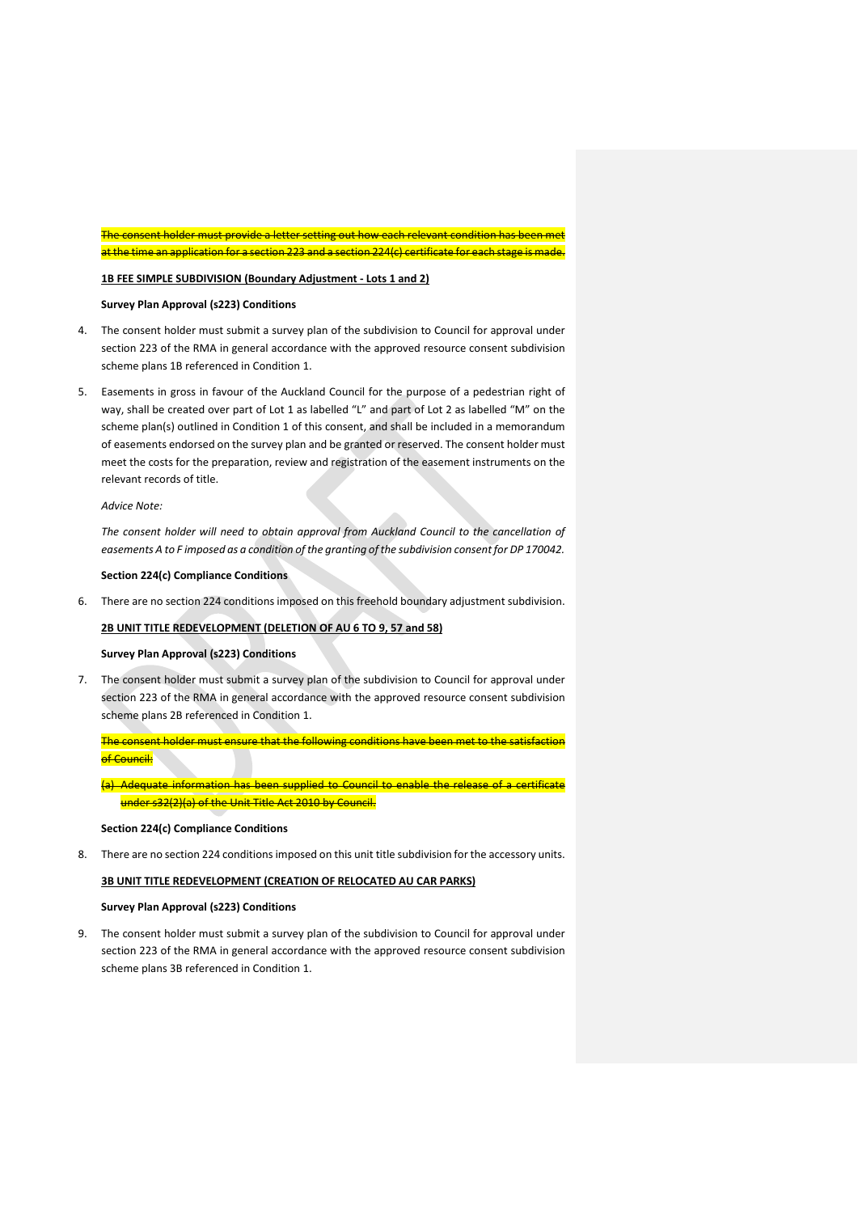~~The consent holder must provide a letter setting out how each relevant condition has been met at the time an application for a section 223 and a section 224(c) certificate for each stage is made.~~

**<u>1B FEE SIMPLE SUBDIVISION (Boundary Adjustment - Lots 1 and 2)</u>**

**Survey Plan Approval (s223) Conditions**

4. The consent holder must submit a survey plan of the subdivision to Council for approval under section 223 of the RMA in general accordance with the approved resource consent subdivision scheme plans 1B referenced in Condition 1.

5. Easements in gross in favour of the Auckland Council for the purpose of a pedestrian right of way, shall be created over part of Lot 1 as labelled "L" and part of Lot 2 as labelled "M" on the scheme plan(s) outlined in Condition 1 of this consent, and shall be included in a memorandum of easements endorsed on the survey plan and be granted or reserved. The consent holder must meet the costs for the preparation, review and registration of the easement instruments on the relevant records of title.

   *Advice Note:*

   *The consent holder will need to obtain approval from Auckland Council to the cancellation of easements A to F imposed as a condition of the granting of the subdivision consent for DP 170042.*

**Section 224(c) Compliance Conditions**

6. There are no section 224 conditions imposed on this freehold boundary adjustment subdivision.

**<u>2B UNIT TITLE REDEVELOPMENT (DELETION OF AU 6 TO 9, 57 and 58)</u>**

**Survey Plan Approval (s223) Conditions**

7. The consent holder must submit a survey plan of the subdivision to Council for approval under section 223 of the RMA in general accordance with the approved resource consent subdivision scheme plans 2B referenced in Condition 1.

   ~~The consent holder must ensure that the following conditions have been met to the satisfaction of Council:~~

   ~~(a) Adequate information has been supplied to Council to enable the release of a certificate under s32(2)(a) of the Unit Title Act 2010 by Council.~~

**Section 224(c) Compliance Conditions**

8. There are no section 224 conditions imposed on this unit title subdivision for the accessory units.

**<u>3B UNIT TITLE REDEVELOPMENT (CREATION OF RELOCATED AU CAR PARKS)</u>**

**Survey Plan Approval (s223) Conditions**

9. The consent holder must submit a survey plan of the subdivision to Council for approval under section 223 of the RMA in general accordance with the approved resource consent subdivision scheme plans 3B referenced in Condition 1.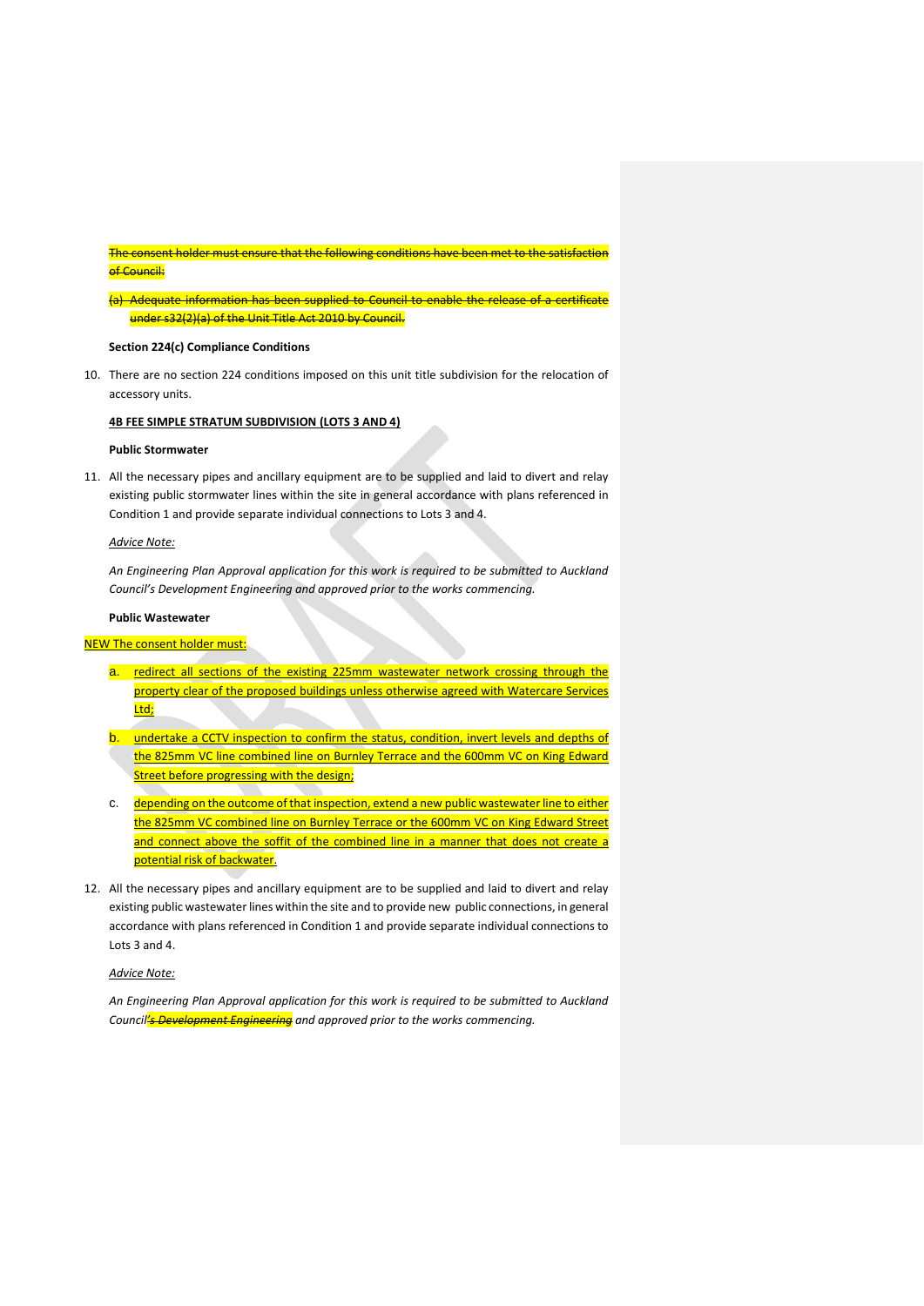~~The consent holder must ensure that the following conditions have been met to the satisfaction of Council:~~

~~(a) Adequate information has been supplied to Council to enable the release of a certificate under s32(2)(a) of the Unit Title Act 2010 by Council.~~

**Section 224(c) Compliance Conditions**

10. There are no section 224 conditions imposed on this unit title subdivision for the relocation of accessory units.

**4B FEE SIMPLE STRATUM SUBDIVISION (LOTS 3 AND 4)**

**Public Stormwater**

11. All the necessary pipes and ancillary equipment are to be supplied and laid to divert and relay existing public stormwater lines within the site in general accordance with plans referenced in Condition 1 and provide separate individual connections to Lots 3 and 4.

*Advice Note:*

*An Engineering Plan Approval application for this work is required to be submitted to Auckland Council's Development Engineering and approved prior to the works commencing.*

**Public Wastewater**

NEW The consent holder must:

a. redirect all sections of the existing 225mm wastewater network crossing through the property clear of the proposed buildings unless otherwise agreed with Watercare Services Ltd;

b. undertake a CCTV inspection to confirm the status, condition, invert levels and depths of the 825mm VC line combined line on Burnley Terrace and the 600mm VC on King Edward Street before progressing with the design;

c. depending on the outcome of that inspection, extend a new public wastewater line to either the 825mm VC combined line on Burnley Terrace or the 600mm VC on King Edward Street and connect above the soffit of the combined line in a manner that does not create a potential risk of backwater.

12. All the necessary pipes and ancillary equipment are to be supplied and laid to divert and relay existing public wastewater lines within the site and to provide new public connections, in general accordance with plans referenced in Condition 1 and provide separate individual connections to Lots 3 and 4.

*Advice Note:*

*An Engineering Plan Approval application for this work is required to be submitted to Auckland Council~~'s Development Engineering~~ and approved prior to the works commencing.*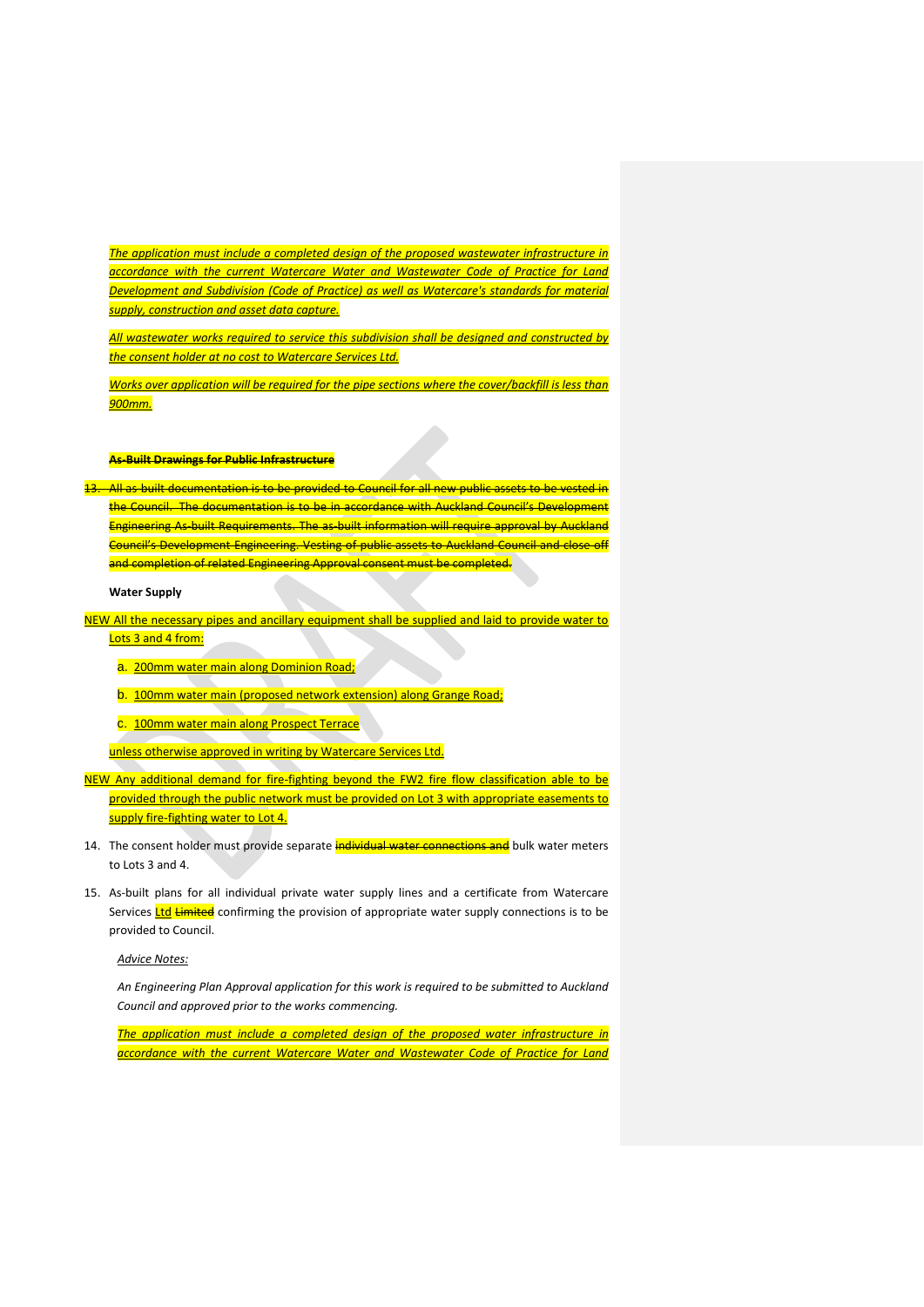*The application must include a completed design of the proposed wastewater infrastructure in accordance with the current Watercare Water and Wastewater Code of Practice for Land Development and Subdivision (Code of Practice) as well as Watercare's standards for material supply, construction and asset data capture.*

*All wastewater works required to service this subdivision shall be designed and constructed by the consent holder at no cost to Watercare Services Ltd.*

*Works over application will be required for the pipe sections where the cover/backfill is less than 900mm.*

~~**As-Built Drawings for Public Infrastructure**~~

~~13. All as-built documentation is to be provided to Council for all new public assets to be vested in the Council. The documentation is to be in accordance with Auckland Council's Development Engineering As-built Requirements. The as-built information will require approval by Auckland Council's Development Engineering. Vesting of public assets to Auckland Council and close off and completion of related Engineering Approval consent must be completed.~~

**Water Supply**

NEW All the necessary pipes and ancillary equipment shall be supplied and laid to provide water to Lots 3 and 4 from:

a. 200mm water main along Dominion Road;

b. 100mm water main (proposed network extension) along Grange Road;

c. 100mm water main along Prospect Terrace

unless otherwise approved in writing by Watercare Services Ltd.

NEW Any additional demand for fire-fighting beyond the FW2 fire flow classification able to be provided through the public network must be provided on Lot 3 with appropriate easements to supply fire-fighting water to Lot 4.

14. The consent holder must provide separate ~~individual water connections and~~ bulk water meters to Lots 3 and 4.

15. As-built plans for all individual private water supply lines and a certificate from Watercare Services Ltd ~~Limited~~ confirming the provision of appropriate water supply connections is to be provided to Council.

*Advice Notes:*

*An Engineering Plan Approval application for this work is required to be submitted to Auckland Council and approved prior to the works commencing.*

*The application must include a completed design of the proposed water infrastructure in accordance with the current Watercare Water and Wastewater Code of Practice for Land*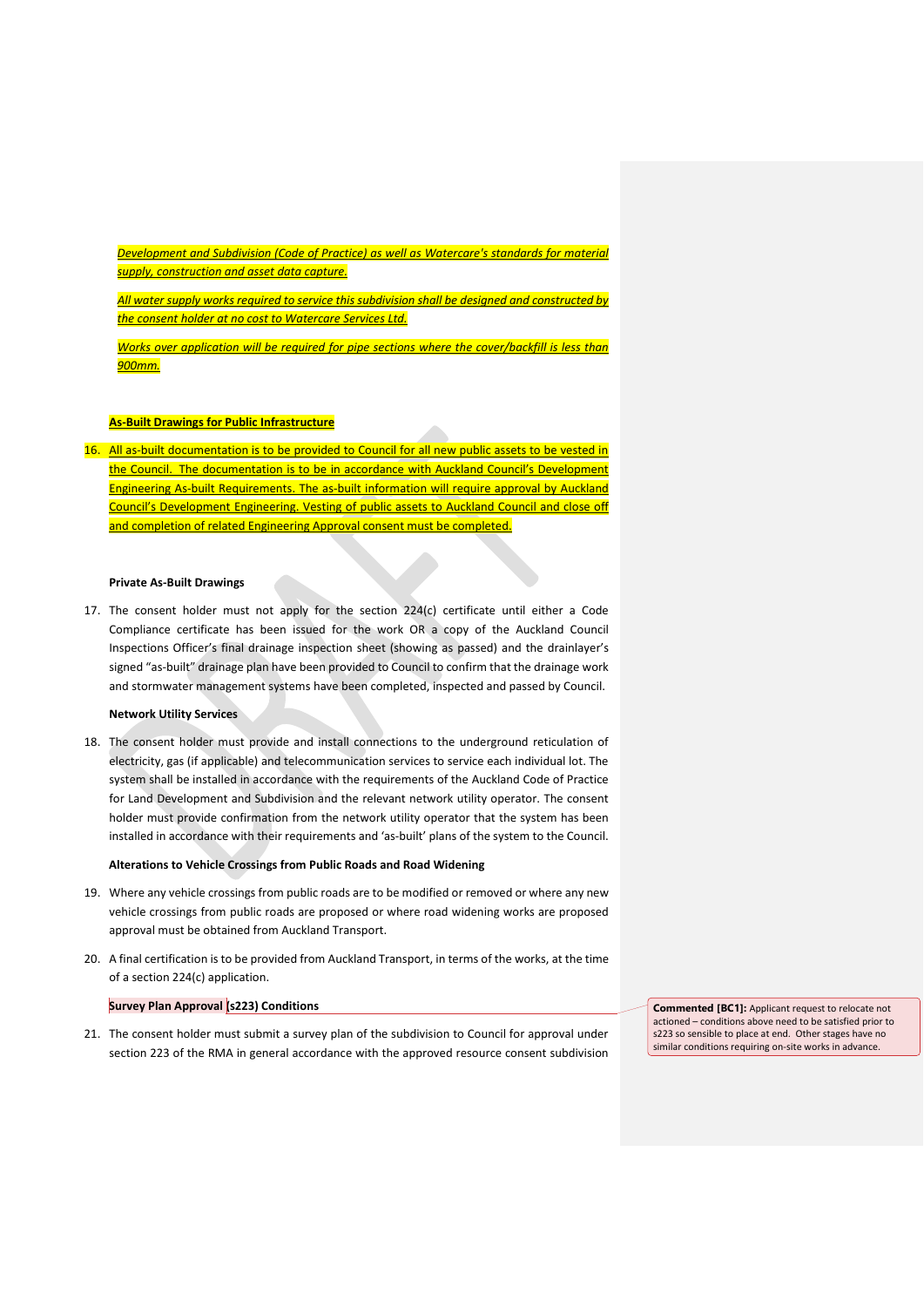*Development and Subdivision (Code of Practice) as well as Watercare's standards for material supply, construction and asset data capture.*

*All water supply works required to service this subdivision shall be designed and constructed by the consent holder at no cost to Watercare Services Ltd.*

*Works over application will be required for pipe sections where the cover/backfill is less than 900mm.*

**As-Built Drawings for Public Infrastructure**

16. All as-built documentation is to be provided to Council for all new public assets to be vested in the Council. The documentation is to be in accordance with Auckland Council's Development Engineering As-built Requirements. The as-built information will require approval by Auckland Council's Development Engineering. Vesting of public assets to Auckland Council and close off and completion of related Engineering Approval consent must be completed.

**Private As-Built Drawings**

17. The consent holder must not apply for the section 224(c) certificate until either a Code Compliance certificate has been issued for the work OR a copy of the Auckland Council Inspections Officer's final drainage inspection sheet (showing as passed) and the drainlayer's signed "as-built" drainage plan have been provided to Council to confirm that the drainage work and stormwater management systems have been completed, inspected and passed by Council.

**Network Utility Services**

18. The consent holder must provide and install connections to the underground reticulation of electricity, gas (if applicable) and telecommunication services to service each individual lot. The system shall be installed in accordance with the requirements of the Auckland Code of Practice for Land Development and Subdivision and the relevant network utility operator. The consent holder must provide confirmation from the network utility operator that the system has been installed in accordance with their requirements and 'as-built' plans of the system to the Council.

**Alterations to Vehicle Crossings from Public Roads and Road Widening**

19. Where any vehicle crossings from public roads are to be modified or removed or where any new vehicle crossings from public roads are proposed or where road widening works are proposed approval must be obtained from Auckland Transport.

20. A final certification is to be provided from Auckland Transport, in terms of the works, at the time of a section 224(c) application.

**Survey Plan Approval (s223) Conditions**

> **Commented [BC1]:** Applicant request to relocate not actioned – conditions above need to be satisfied prior to s223 so sensible to place at end. Other stages have no similar conditions requiring on-site works in advance.

21. The consent holder must submit a survey plan of the subdivision to Council for approval under section 223 of the RMA in general accordance with the approved resource consent subdivision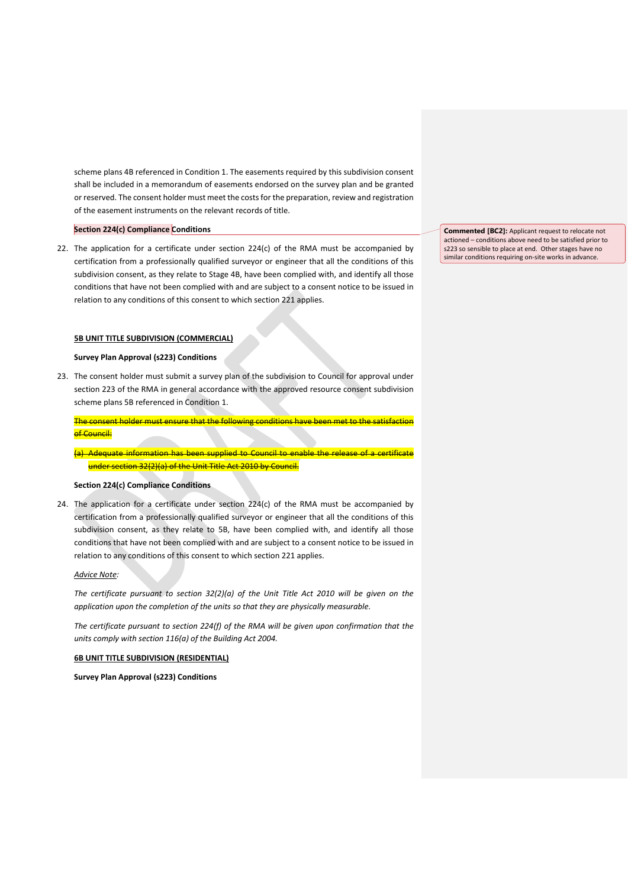scheme plans 4B referenced in Condition 1. The easements required by this subdivision consent shall be included in a memorandum of easements endorsed on the survey plan and be granted or reserved. The consent holder must meet the costs for the preparation, review and registration of the easement instruments on the relevant records of title.

**Section 224(c) Compliance Conditions**

> **Commented [BC2]:** Applicant request to relocate not actioned – conditions above need to be satisfied prior to s223 so sensible to place at end. Other stages have no similar conditions requiring on-site works in advance.

22. The application for a certificate under section 224(c) of the RMA must be accompanied by certification from a professionally qualified surveyor or engineer that all the conditions of this subdivision consent, as they relate to Stage 4B, have been complied with, and identify all those conditions that have not been complied with and are subject to a consent notice to be issued in relation to any conditions of this consent to which section 221 applies.

**5B UNIT TITLE SUBDIVISION (COMMERCIAL)**

**Survey Plan Approval (s223) Conditions**

23. The consent holder must submit a survey plan of the subdivision to Council for approval under section 223 of the RMA in general accordance with the approved resource consent subdivision scheme plans 5B referenced in Condition 1.

~~The consent holder must ensure that the following conditions have been met to the satisfaction of Council:~~

~~(a) Adequate information has been supplied to Council to enable the release of a certificate under section 32(2)(a) of the Unit Title Act 2010 by Council.~~

**Section 224(c) Compliance Conditions**

24. The application for a certificate under section 224(c) of the RMA must be accompanied by certification from a professionally qualified surveyor or engineer that all the conditions of this subdivision consent, as they relate to 5B, have been complied with, and identify all those conditions that have not been complied with and are subject to a consent notice to be issued in relation to any conditions of this consent to which section 221 applies.

*Advice Note:*

*The certificate pursuant to section 32(2)(a) of the Unit Title Act 2010 will be given on the application upon the completion of the units so that they are physically measurable.*

*The certificate pursuant to section 224(f) of the RMA will be given upon confirmation that the units comply with section 116(a) of the Building Act 2004.*

**6B UNIT TITLE SUBDIVISION (RESIDENTIAL)**

**Survey Plan Approval (s223) Conditions**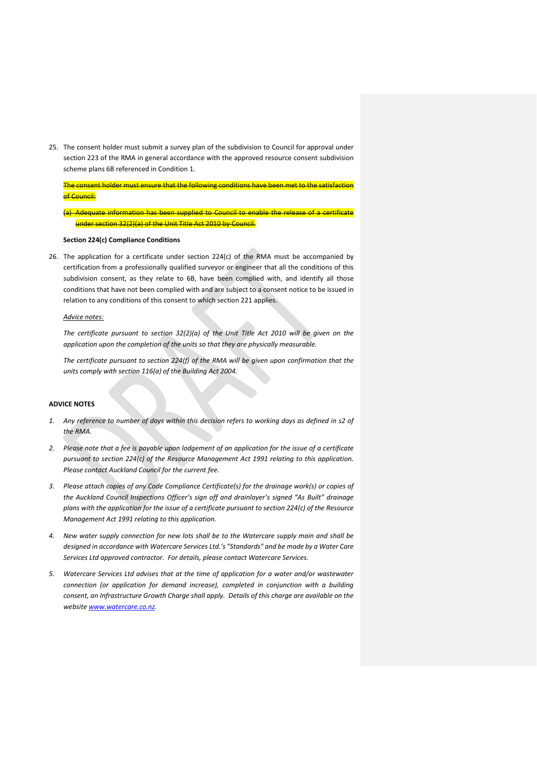25. The consent holder must submit a survey plan of the subdivision to Council for approval under section 223 of the RMA in general accordance with the approved resource consent subdivision scheme plans 6B referenced in Condition 1.

    ~~The consent holder must ensure that the following conditions have been met to the satisfaction of Council:~~

    ~~(a) Adequate information has been supplied to Council to enable the release of a certificate under section 32(2)(a) of the Unit Title Act 2010 by Council.~~

**Section 224(c) Compliance Conditions**

26. The application for a certificate under section 224(c) of the RMA must be accompanied by certification from a professionally qualified surveyor or engineer that all the conditions of this subdivision consent, as they relate to 6B, have been complied with, and identify all those conditions that have not been complied with and are subject to a consent notice to be issued in relation to any conditions of this consent to which section 221 applies.

    _Advice notes:_

    *The certificate pursuant to section 32(2)(a) of the Unit Title Act 2010 will be given on the application upon the completion of the units so that they are physically measurable.*

    *The certificate pursuant to section 224(f) of the RMA will be given upon confirmation that the units comply with section 116(a) of the Building Act 2004.*

**ADVICE NOTES**

1. *Any reference to number of days within this decision refers to working days as defined in s2 of the RMA.*
2. *Please note that a fee is payable upon lodgement of an application for the issue of a certificate pursuant to section 224(c) of the Resource Management Act 1991 relating to this application. Please contact Auckland Council for the current fee.*
3. *Please attach copies of any Code Compliance Certificate(s) for the drainage work(s) or copies of the Auckland Council Inspections Officer's sign off and drainlayer's signed "As Built" drainage plans with the application for the issue of a certificate pursuant to section 224(c) of the Resource Management Act 1991 relating to this application.*
4. *New water supply connection for new lots shall be to the Watercare supply main and shall be designed in accordance with Watercare Services Ltd.'s "Standards" and be made by a Water Care Services Ltd approved contractor. For details, please contact Watercare Services.*
5. *Watercare Services Ltd advises that at the time of application for a water and/or wastewater connection (or application for demand increase), completed in conjunction with a building consent, an Infrastructure Growth Charge shall apply. Details of this charge are available on the website [www.watercare.co.nz](http://www.watercare.co.nz).*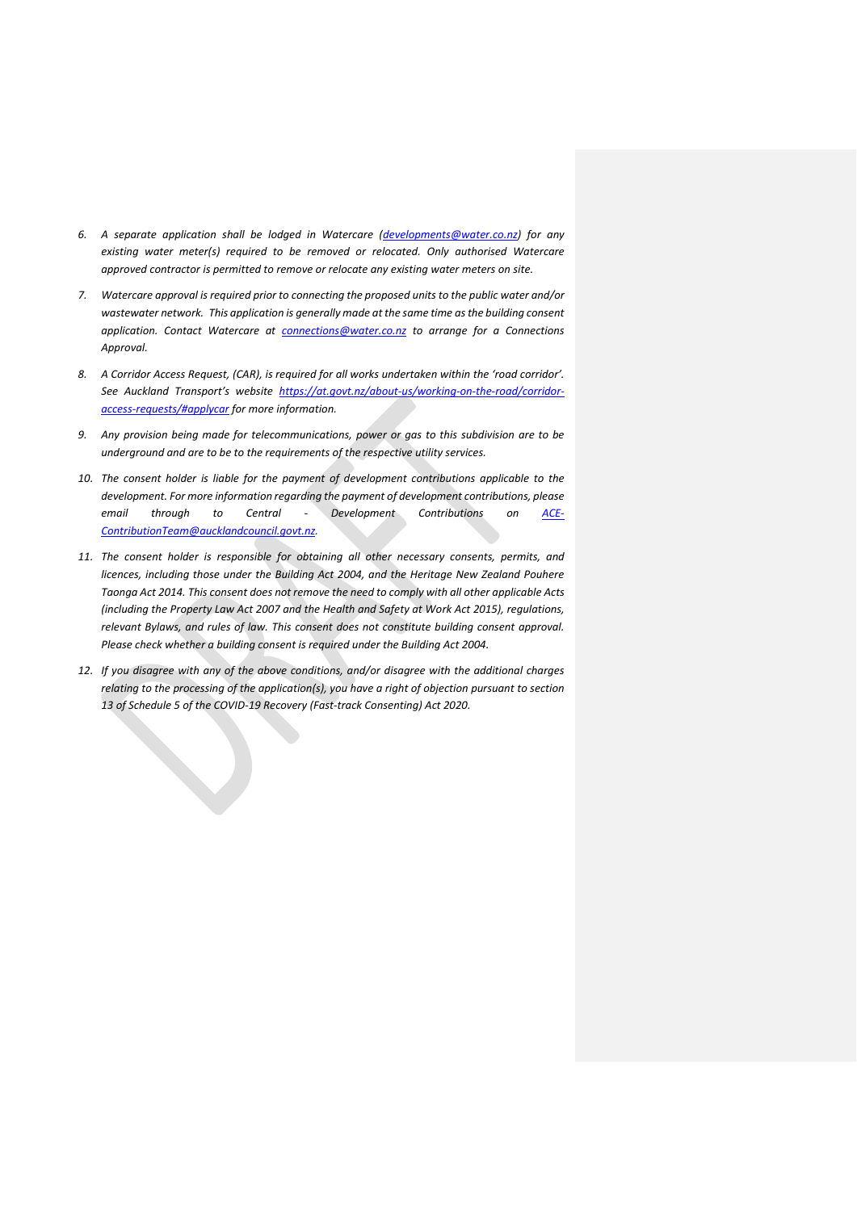6. *A separate application shall be lodged in Watercare (developments@water.co.nz) for any existing water meter(s) required to be removed or relocated. Only authorised Watercare approved contractor is permitted to remove or relocate any existing water meters on site.*

7. *Watercare approval is required prior to connecting the proposed units to the public water and/or wastewater network. This application is generally made at the same time as the building consent application. Contact Watercare at connections@water.co.nz to arrange for a Connections Approval.*

8. *A Corridor Access Request, (CAR), is required for all works undertaken within the 'road corridor'. See Auckland Transport's website https://at.govt.nz/about-us/working-on-the-road/corridor-access-requests/#applycar for more information.*

9. *Any provision being made for telecommunications, power or gas to this subdivision are to be underground and are to be to the requirements of the respective utility services.*

10. *The consent holder is liable for the payment of development contributions applicable to the development. For more information regarding the payment of development contributions, please email through to Central - Development Contributions on ACE-ContributionTeam@aucklandcouncil.govt.nz.*

11. *The consent holder is responsible for obtaining all other necessary consents, permits, and licences, including those under the Building Act 2004, and the Heritage New Zealand Pouhere Taonga Act 2014. This consent does not remove the need to comply with all other applicable Acts (including the Property Law Act 2007 and the Health and Safety at Work Act 2015), regulations, relevant Bylaws, and rules of law. This consent does not constitute building consent approval. Please check whether a building consent is required under the Building Act 2004.*

12. *If you disagree with any of the above conditions, and/or disagree with the additional charges relating to the processing of the application(s), you have a right of objection pursuant to section 13 of Schedule 5 of the COVID-19 Recovery (Fast-track Consenting) Act 2020.*